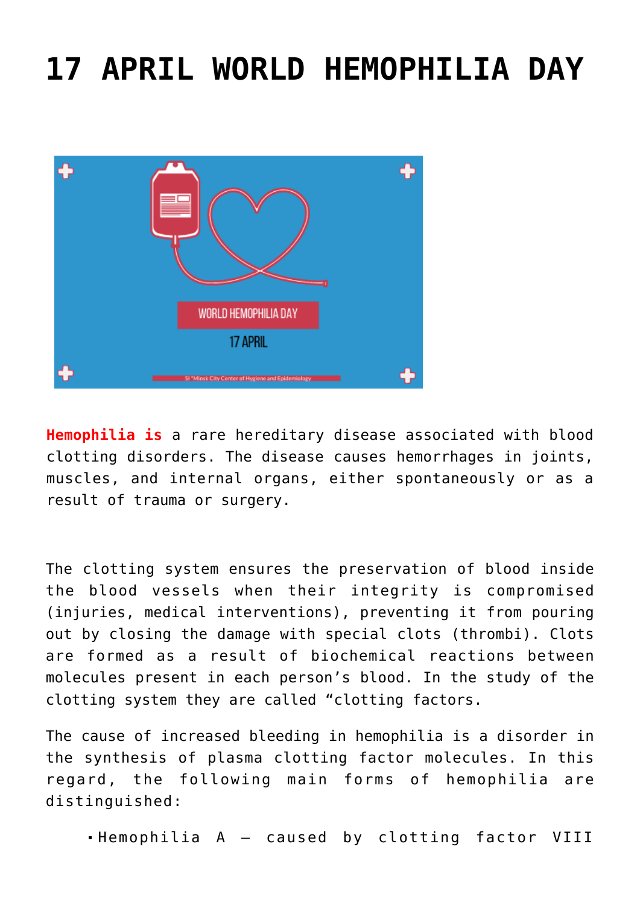# 17 APRIL WORLD HEMOPHILIA DAY

**Hemophilia is** a rare hereditary disease associated with blood clotting disorders. The disease causes hemorrhages in joints, muscles, and internal organs, either spontaneously or as a result of trauma or surgery.

The clotting system ensures the preservation of blood inside the blood vessels when their integrity is compromised (injuries, medical interventions), preventing it from pouring out by closing the damage with special clots (thrombi). Clots are formed as a result of biochemical reactions between molecules present in each person's blood. In the study of the clotting system they are called "clotting factors.

The cause of increased bleeding in hemophilia is a disorder in the synthesis of plasma clotting factor molecules. In this regard, the following main forms of hemophilia are distinguished:

- Hemophilia A – caused by clotting factor VIII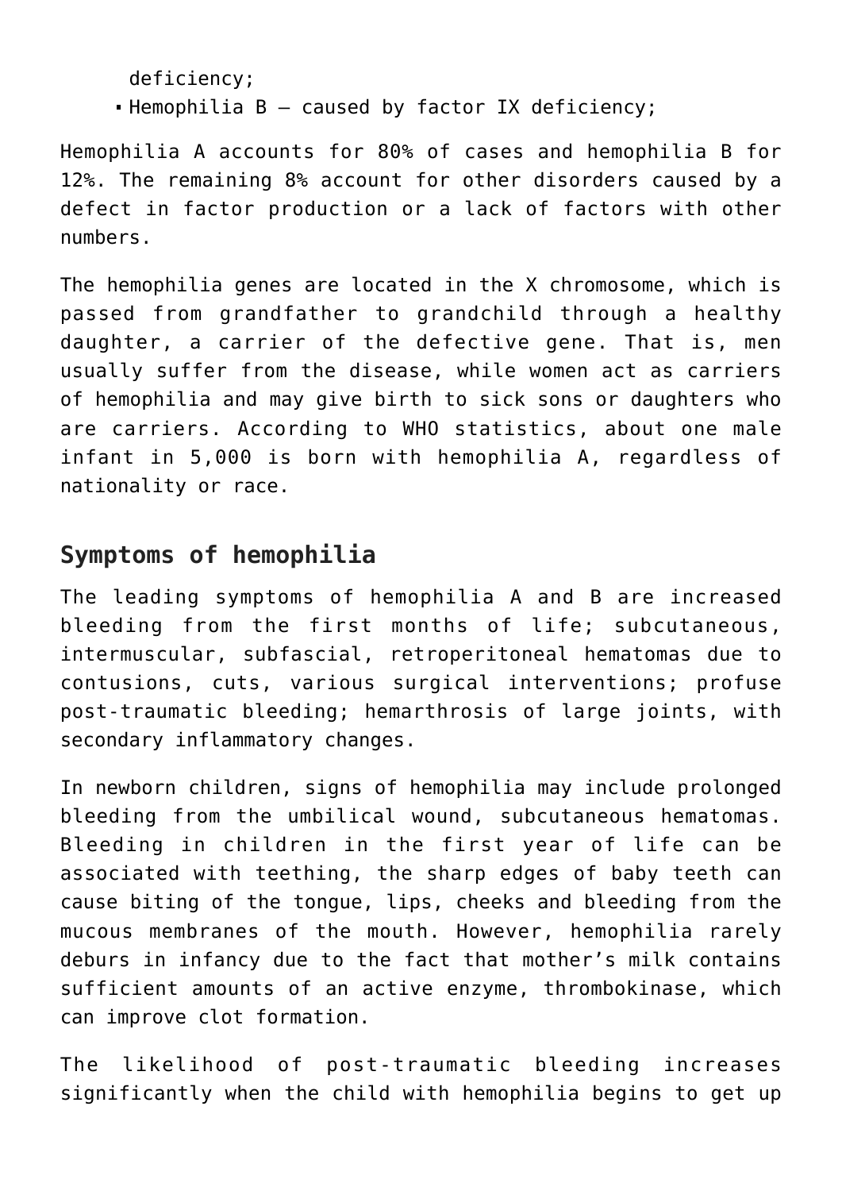deficiency;

- Hemophilia B – caused by factor IX deficiency;

Hemophilia A accounts for 80% of cases and hemophilia B for 12%. The remaining 8% account for other disorders caused by a defect in factor production or a lack of factors with other numbers.

The hemophilia genes are located in the X chromosome, which is passed from grandfather to grandchild through a healthy daughter, a carrier of the defective gene. That is, men usually suffer from the disease, while women act as carriers of hemophilia and may give birth to sick sons or daughters who are carriers. According to WHO statistics, about one male infant in 5,000 is born with hemophilia A, regardless of nationality or race.

## Symptoms of hemophilia

The leading symptoms of hemophilia A and B are increased bleeding from the first months of life; subcutaneous, intermuscular, subfascial, retroperitoneal hematomas due to contusions, cuts, various surgical interventions; profuse post-traumatic bleeding; hemarthrosis of large joints, with secondary inflammatory changes.

In newborn children, signs of hemophilia may include prolonged bleeding from the umbilical wound, subcutaneous hematomas. Bleeding in children in the first year of life can be associated with teething, the sharp edges of baby teeth can cause biting of the tongue, lips, cheeks and bleeding from the mucous membranes of the mouth. However, hemophilia rarely deburs in infancy due to the fact that mother's milk contains sufficient amounts of an active enzyme, thrombokinase, which can improve clot formation.

The likelihood of post-traumatic bleeding increases significantly when the child with hemophilia begins to get up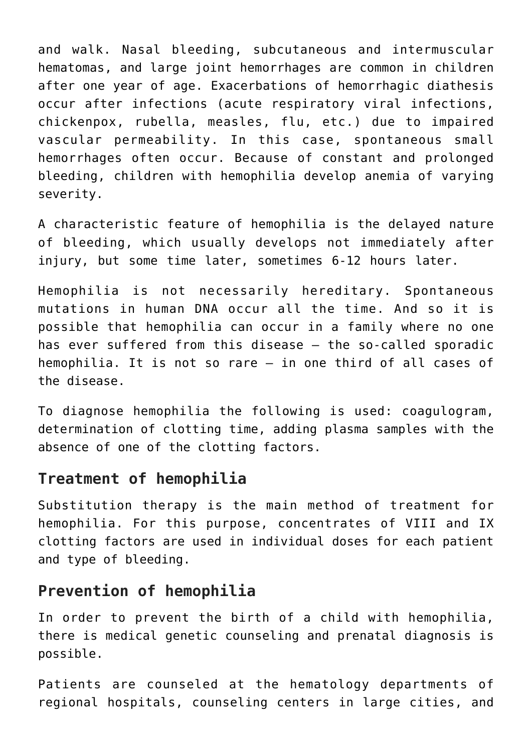and walk. Nasal bleeding, subcutaneous and intermuscular hematomas, and large joint hemorrhages are common in children after one year of age. Exacerbations of hemorrhagic diathesis occur after infections (acute respiratory viral infections, chickenpox, rubella, measles, flu, etc.) due to impaired vascular permeability. In this case, spontaneous small hemorrhages often occur. Because of constant and prolonged bleeding, children with hemophilia develop anemia of varying severity.

A characteristic feature of hemophilia is the delayed nature of bleeding, which usually develops not immediately after injury, but some time later, sometimes 6-12 hours later.

Hemophilia is not necessarily hereditary. Spontaneous mutations in human DNA occur all the time. And so it is possible that hemophilia can occur in a family where no one has ever suffered from this disease – the so-called sporadic hemophilia. It is not so rare – in one third of all cases of the disease.

To diagnose hemophilia the following is used: coagulogram, determination of clotting time, adding plasma samples with the absence of one of the clotting factors.

## Treatment of hemophilia

Substitution therapy is the main method of treatment for hemophilia. For this purpose, concentrates of VIII and IX clotting factors are used in individual doses for each patient and type of bleeding.

## Prevention of hemophilia

In order to prevent the birth of a child with hemophilia, there is medical genetic counseling and prenatal diagnosis is possible.

Patients are counseled at the hematology departments of regional hospitals, counseling centers in large cities, and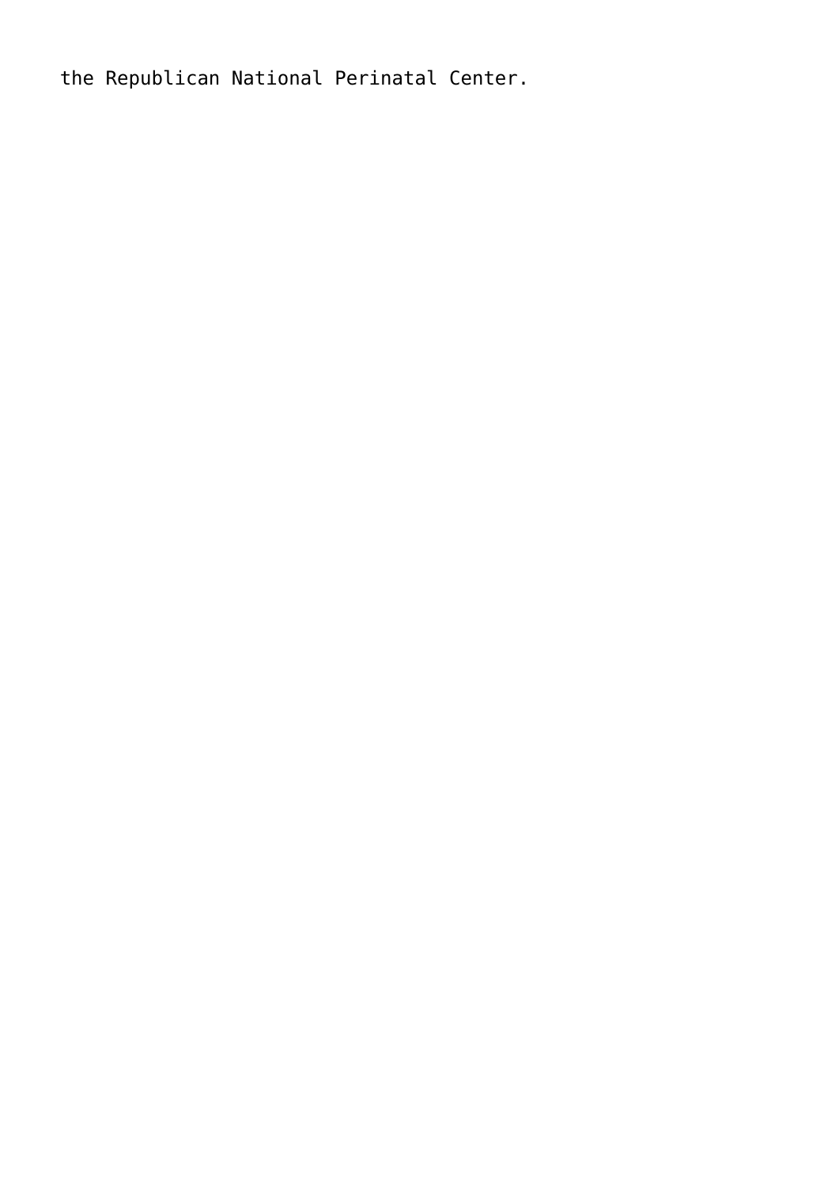the Republican National Perinatal Center.